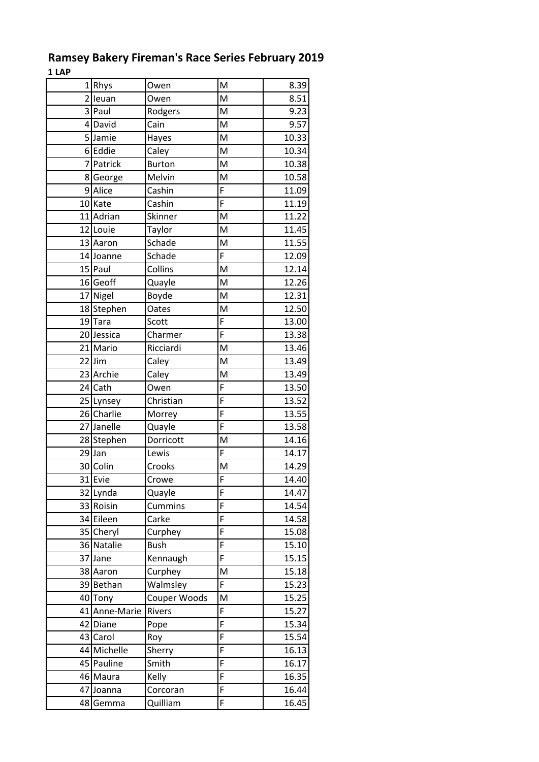## Ramsey Bakery Fireman's Race Series February 2019

**1 LAP**

| | | | | |
|---|---|---|---|---|
| 1 | Rhys | Owen | M | 8.39 |
| 2 | Ieuan | Owen | M | 8.51 |
| 3 | Paul | Rodgers | M | 9.23 |
| 4 | David | Cain | M | 9.57 |
| 5 | Jamie | Hayes | M | 10.33 |
| 6 | Eddie | Caley | M | 10.34 |
| 7 | Patrick | Burton | M | 10.38 |
| 8 | George | Melvin | M | 10.58 |
| 9 | Alice | Cashin | F | 11.09 |
| 10 | Kate | Cashin | F | 11.19 |
| 11 | Adrian | Skinner | M | 11.22 |
| 12 | Louie | Taylor | M | 11.45 |
| 13 | Aaron | Schade | M | 11.55 |
| 14 | Joanne | Schade | F | 12.09 |
| 15 | Paul | Collins | M | 12.14 |
| 16 | Geoff | Quayle | M | 12.26 |
| 17 | Nigel | Boyde | M | 12.31 |
| 18 | Stephen | Oates | M | 12.50 |
| 19 | Tara | Scott | F | 13.00 |
| 20 | Jessica | Charmer | F | 13.38 |
| 21 | Mario | Ricciardi | M | 13.46 |
| 22 | Jim | Caley | M | 13.49 |
| 23 | Archie | Caley | M | 13.49 |
| 24 | Cath | Owen | F | 13.50 |
| 25 | Lynsey | Christian | F | 13.52 |
| 26 | Charlie | Morrey | F | 13.55 |
| 27 | Janelle | Quayle | F | 13.58 |
| 28 | Stephen | Dorricott | M | 14.16 |
| 29 | Jan | Lewis | F | 14.17 |
| 30 | Colin | Crooks | M | 14.29 |
| 31 | Evie | Crowe | F | 14.40 |
| 32 | Lynda | Quayle | F | 14.47 |
| 33 | Roisin | Cummins | F | 14.54 |
| 34 | Eileen | Carke | F | 14.58 |
| 35 | Cheryl | Curphey | F | 15.08 |
| 36 | Natalie | Bush | F | 15.10 |
| 37 | Jane | Kennaugh | F | 15.15 |
| 38 | Aaron | Curphey | M | 15.18 |
| 39 | Bethan | Walmsley | F | 15.23 |
| 40 | Tony | Couper Woods | M | 15.25 |
| 41 | Anne-Marie | Rivers | F | 15.27 |
| 42 | Diane | Pope | F | 15.34 |
| 43 | Carol | Roy | F | 15.54 |
| 44 | Michelle | Sherry | F | 16.13 |
| 45 | Pauline | Smith | F | 16.17 |
| 46 | Maura | Kelly | F | 16.35 |
| 47 | Joanna | Corcoran | F | 16.44 |
| 48 | Gemma | Quilliam | F | 16.45 |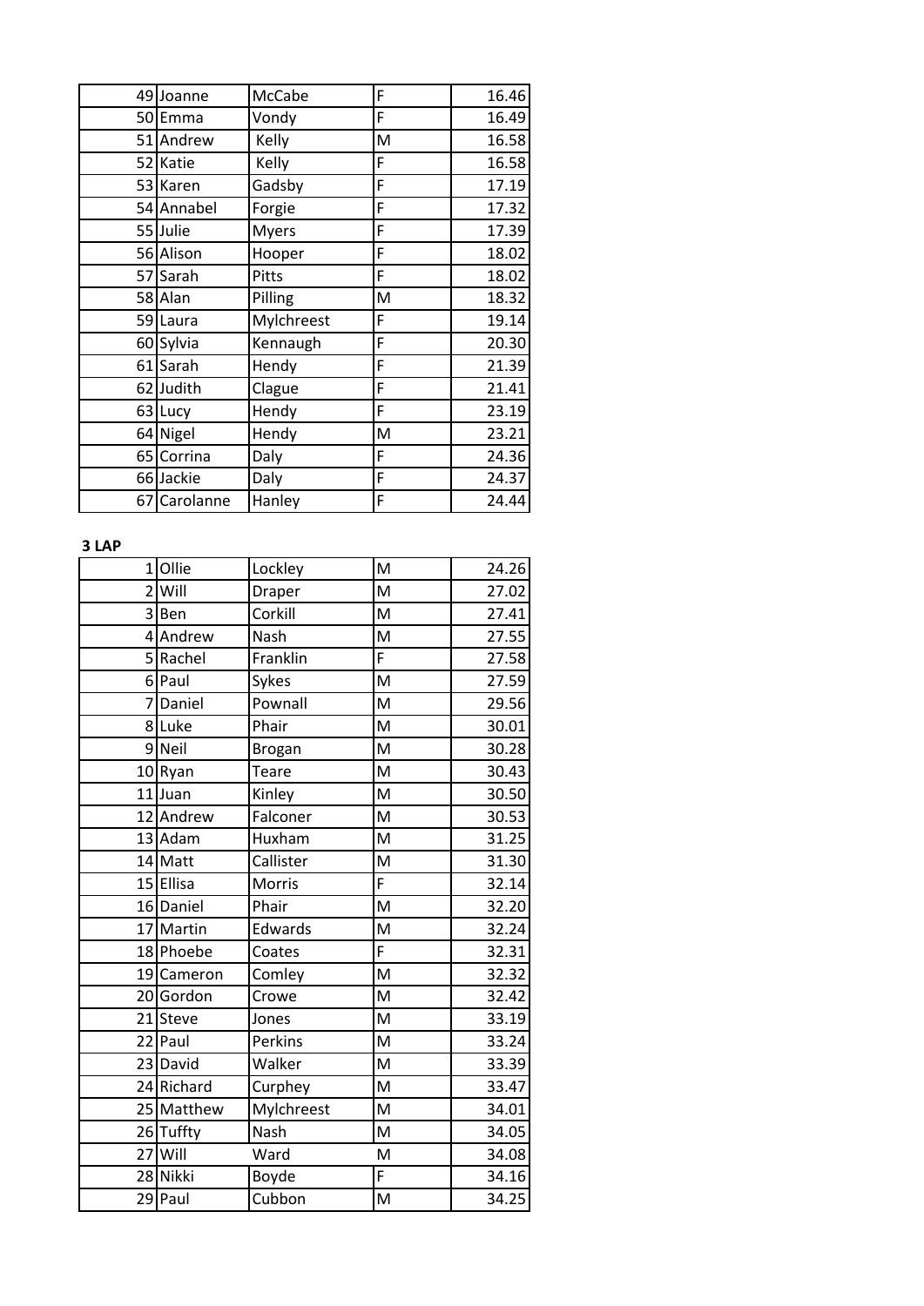| | | | | |
|---|---|---|---|---|
| 49 | Joanne | McCabe | F | 16.46 |
| 50 | Emma | Vondy | F | 16.49 |
| 51 | Andrew | Kelly | M | 16.58 |
| 52 | Katie | Kelly | F | 16.58 |
| 53 | Karen | Gadsby | F | 17.19 |
| 54 | Annabel | Forgie | F | 17.32 |
| 55 | Julie | Myers | F | 17.39 |
| 56 | Alison | Hooper | F | 18.02 |
| 57 | Sarah | Pitts | F | 18.02 |
| 58 | Alan | Pilling | M | 18.32 |
| 59 | Laura | Mylchreest | F | 19.14 |
| 60 | Sylvia | Kennaugh | F | 20.30 |
| 61 | Sarah | Hendy | F | 21.39 |
| 62 | Judith | Clague | F | 21.41 |
| 63 | Lucy | Hendy | F | 23.19 |
| 64 | Nigel | Hendy | M | 23.21 |
| 65 | Corrina | Daly | F | 24.36 |
| 66 | Jackie | Daly | F | 24.37 |
| 67 | Carolanne | Hanley | F | 24.44 |

**3 LAP**

| | | | | |
|---|---|---|---|---|
| 1 | Ollie | Lockley | M | 24.26 |
| 2 | Will | Draper | M | 27.02 |
| 3 | Ben | Corkill | M | 27.41 |
| 4 | Andrew | Nash | M | 27.55 |
| 5 | Rachel | Franklin | F | 27.58 |
| 6 | Paul | Sykes | M | 27.59 |
| 7 | Daniel | Pownall | M | 29.56 |
| 8 | Luke | Phair | M | 30.01 |
| 9 | Neil | Brogan | M | 30.28 |
| 10 | Ryan | Teare | M | 30.43 |
| 11 | Juan | Kinley | M | 30.50 |
| 12 | Andrew | Falconer | M | 30.53 |
| 13 | Adam | Huxham | M | 31.25 |
| 14 | Matt | Callister | M | 31.30 |
| 15 | Ellisa | Morris | F | 32.14 |
| 16 | Daniel | Phair | M | 32.20 |
| 17 | Martin | Edwards | M | 32.24 |
| 18 | Phoebe | Coates | F | 32.31 |
| 19 | Cameron | Comley | M | 32.32 |
| 20 | Gordon | Crowe | M | 32.42 |
| 21 | Steve | Jones | M | 33.19 |
| 22 | Paul | Perkins | M | 33.24 |
| 23 | David | Walker | M | 33.39 |
| 24 | Richard | Curphey | M | 33.47 |
| 25 | Matthew | Mylchreest | M | 34.01 |
| 26 | Tuffty | Nash | M | 34.05 |
| 27 | Will | Ward | M | 34.08 |
| 28 | Nikki | Boyde | F | 34.16 |
| 29 | Paul | Cubbon | M | 34.25 |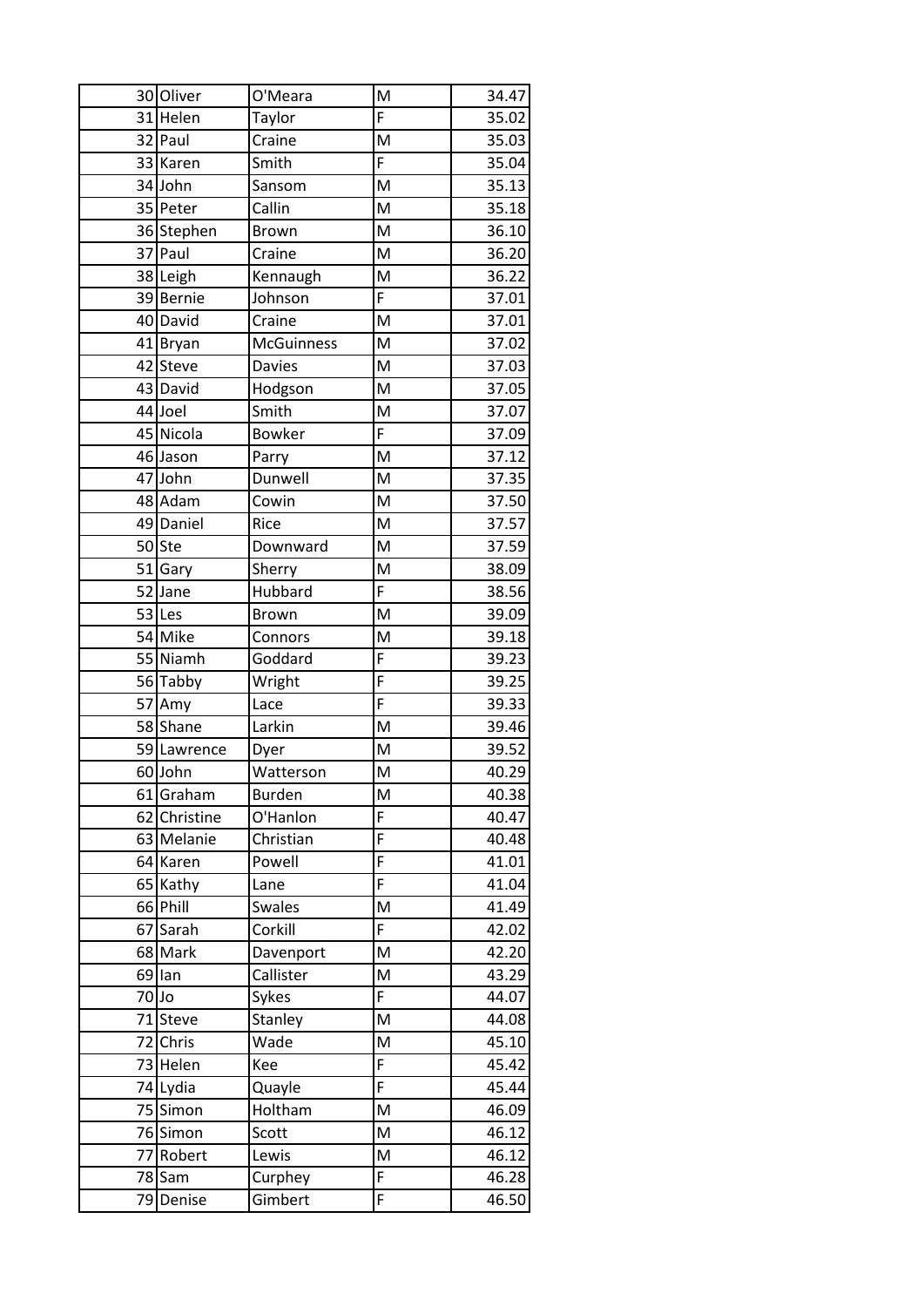| | | | | |
|---|---|---|---|---|
| 30 | Oliver | O'Meara | M | 34.47 |
| 31 | Helen | Taylor | F | 35.02 |
| 32 | Paul | Craine | M | 35.03 |
| 33 | Karen | Smith | F | 35.04 |
| 34 | John | Sansom | M | 35.13 |
| 35 | Peter | Callin | M | 35.18 |
| 36 | Stephen | Brown | M | 36.10 |
| 37 | Paul | Craine | M | 36.20 |
| 38 | Leigh | Kennaugh | M | 36.22 |
| 39 | Bernie | Johnson | F | 37.01 |
| 40 | David | Craine | M | 37.01 |
| 41 | Bryan | McGuinness | M | 37.02 |
| 42 | Steve | Davies | M | 37.03 |
| 43 | David | Hodgson | M | 37.05 |
| 44 | Joel | Smith | M | 37.07 |
| 45 | Nicola | Bowker | F | 37.09 |
| 46 | Jason | Parry | M | 37.12 |
| 47 | John | Dunwell | M | 37.35 |
| 48 | Adam | Cowin | M | 37.50 |
| 49 | Daniel | Rice | M | 37.57 |
| 50 | Ste | Downward | M | 37.59 |
| 51 | Gary | Sherry | M | 38.09 |
| 52 | Jane | Hubbard | F | 38.56 |
| 53 | Les | Brown | M | 39.09 |
| 54 | Mike | Connors | M | 39.18 |
| 55 | Niamh | Goddard | F | 39.23 |
| 56 | Tabby | Wright | F | 39.25 |
| 57 | Amy | Lace | F | 39.33 |
| 58 | Shane | Larkin | M | 39.46 |
| 59 | Lawrence | Dyer | M | 39.52 |
| 60 | John | Watterson | M | 40.29 |
| 61 | Graham | Burden | M | 40.38 |
| 62 | Christine | O'Hanlon | F | 40.47 |
| 63 | Melanie | Christian | F | 40.48 |
| 64 | Karen | Powell | F | 41.01 |
| 65 | Kathy | Lane | F | 41.04 |
| 66 | Phill | Swales | M | 41.49 |
| 67 | Sarah | Corkill | F | 42.02 |
| 68 | Mark | Davenport | M | 42.20 |
| 69 | Ian | Callister | M | 43.29 |
| 70 | Jo | Sykes | F | 44.07 |
| 71 | Steve | Stanley | M | 44.08 |
| 72 | Chris | Wade | M | 45.10 |
| 73 | Helen | Kee | F | 45.42 |
| 74 | Lydia | Quayle | F | 45.44 |
| 75 | Simon | Holtham | M | 46.09 |
| 76 | Simon | Scott | M | 46.12 |
| 77 | Robert | Lewis | M | 46.12 |
| 78 | Sam | Curphey | F | 46.28 |
| 79 | Denise | Gimbert | F | 46.50 |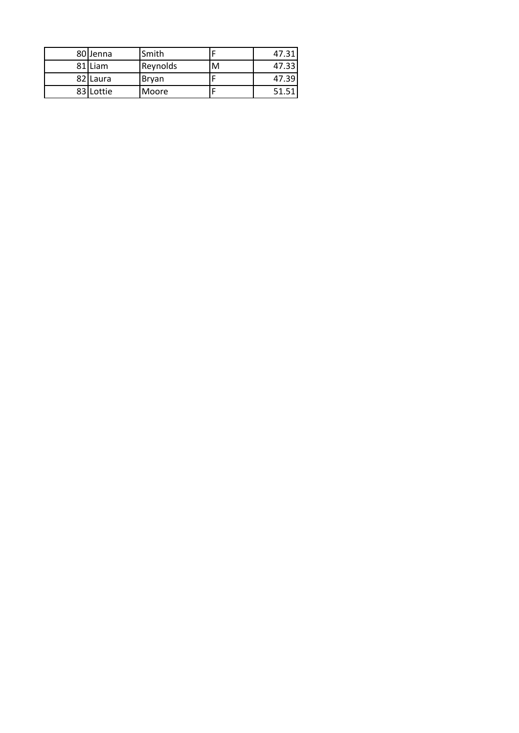| | | | | |
|---|---|---|---|---|
| 80 | Jenna | Smith | F | 47.31 |
| 81 | Liam | Reynolds | M | 47.33 |
| 82 | Laura | Bryan | F | 47.39 |
| 83 | Lottie | Moore | F | 51.51 |